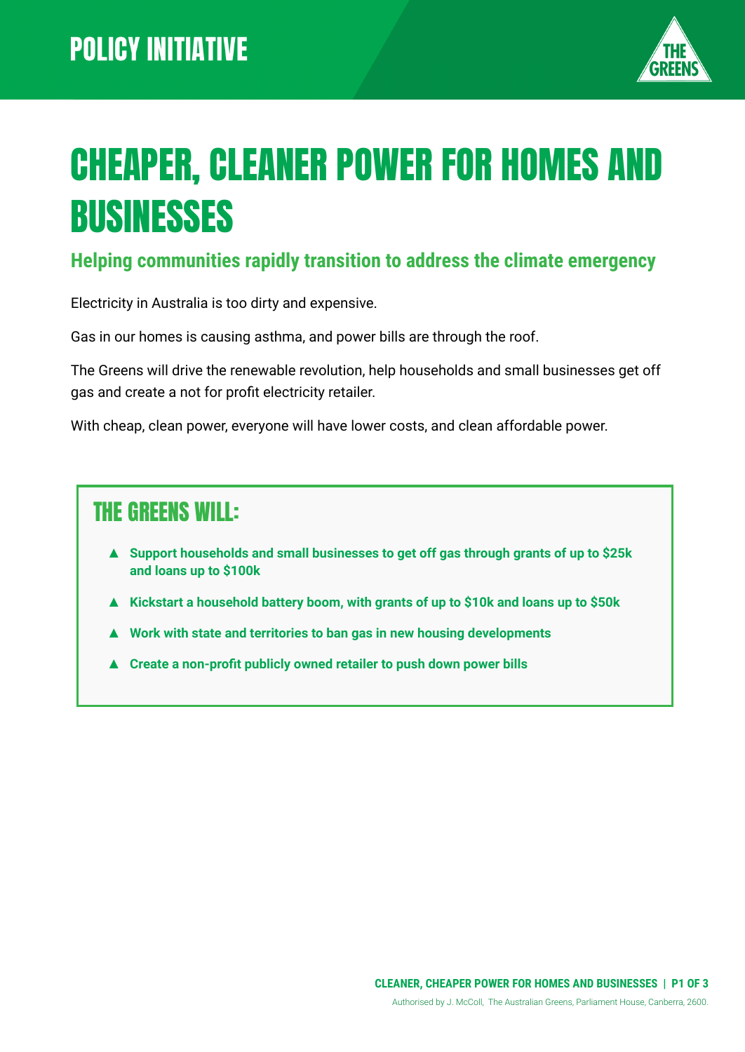POLICY INITIATIVE

# CHEAPER, CLEANER POWER FOR HOMES AND BUSINESSES

## Helping communities rapidly transition to address the climate emergency

Electricity in Australia is too dirty and expensive.

Gas in our homes is causing asthma, and power bills are through the roof.

The Greens will drive the renewable revolution, help households and small businesses get off gas and create a not for profit electricity retailer.

With cheap, clean power, everyone will have lower costs, and clean affordable power.

### THE GREENS WILL:

- **Support households and small businesses to get off gas through grants of up to $25k and loans up to $100k**
- **Kickstart a household battery boom, with grants of up to $10k and loans up to $50k**
- **Work with state and territories to ban gas in new housing developments**
- **Create a non-profit publicly owned retailer to push down power bills**

Authorised by J. McColl, The Australian Greens, Parliament House, Canberra, 2600.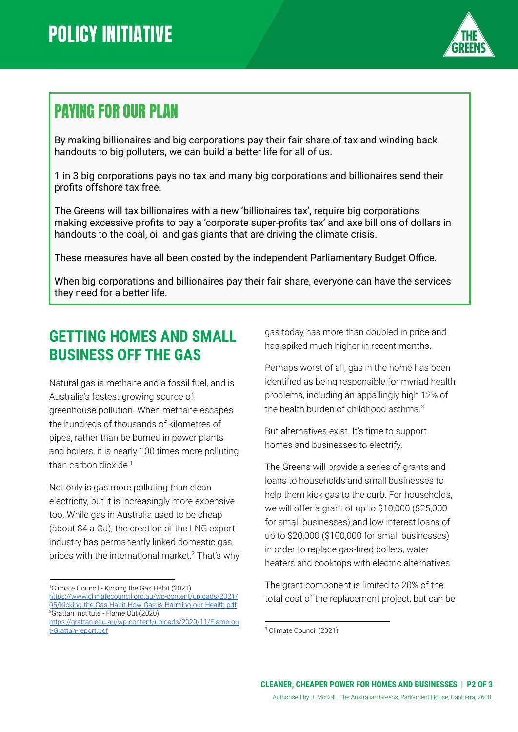# POLICY INITIATIVE

## PAYING FOR OUR PLAN

By making billionaires and big corporations pay their fair share of tax and winding back handouts to big polluters, we can build a better life for all of us.

1 in 3 big corporations pays no tax and many big corporations and billionaires send their profits offshore tax free.

The Greens will tax billionaires with a new 'billionaires tax', require big corporations making excessive profits to pay a 'corporate super-profits tax' and axe billions of dollars in handouts to the coal, oil and gas giants that are driving the climate crisis.

These measures have all been costed by the independent Parliamentary Budget Office.

When big corporations and billionaires pay their fair share, everyone can have the services they need for a better life.

## GETTING HOMES AND SMALL BUSINESS OFF THE GAS

Natural gas is methane and a fossil fuel, and is Australia's fastest growing source of greenhouse pollution. When methane escapes the hundreds of thousands of kilometres of pipes, rather than be burned in power plants and boilers, it is nearly 100 times more polluting than carbon dioxide.[1]

Not only is gas more polluting than clean electricity, but it is increasingly more expensive too. While gas in Australia used to be cheap (about $4 a GJ), the creation of the LNG export industry has permanently linked domestic gas prices with the international market.[2] That's why gas today has more than doubled in price and has spiked much higher in recent months.

Perhaps worst of all, gas in the home has been identified as being responsible for myriad health problems, including an appallingly high 12% of the health burden of childhood asthma.[3]

But alternatives exist. It's time to support homes and businesses to electrify.

The Greens will provide a series of grants and loans to households and small businesses to help them kick gas to the curb. For households, we will offer a grant of up to $10,000 ($25,000 for small businesses) and low interest loans of up to $20,000 ($100,000 for small businesses) in order to replace gas-fired boilers, water heaters and cooktops with electric alternatives.

The grant component is limited to 20% of the total cost of the replacement project, but can be

---

[1] Climate Council - Kicking the Gas Habit (2021) https://www.climatecouncil.org.au/wp-content/uploads/2021/05/Kicking-the-Gas-Habit-How-Gas-is-Harming-our-Health.pdf

[2] Grattan Institute - Flame Out (2020) https://grattan.edu.au/wp-content/uploads/2020/11/Flame-out-Grattan-report.pdf

[3] Climate Council (2021)

Authorised by J. McColl, The Australian Greens, Parliament House, Canberra, 2600.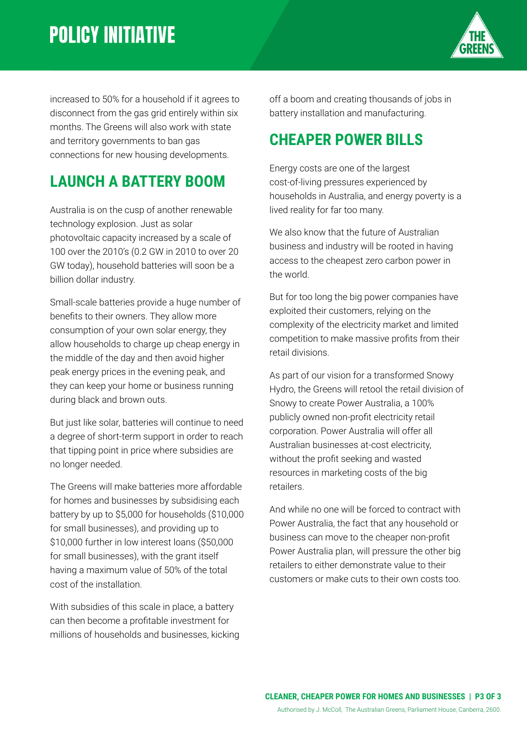increased to 50% for a household if it agrees to disconnect from the gas grid entirely within six months. The Greens will also work with state and territory governments to ban gas connections for new housing developments.

## LAUNCH A BATTERY BOOM

Australia is on the cusp of another renewable technology explosion. Just as solar photovoltaic capacity increased by a scale of 100 over the 2010's (0.2 GW in 2010 to over 20 GW today), household batteries will soon be a billion dollar industry.

Small-scale batteries provide a huge number of benefits to their owners. They allow more consumption of your own solar energy, they allow households to charge up cheap energy in the middle of the day and then avoid higher peak energy prices in the evening peak, and they can keep your home or business running during black and brown outs.

But just like solar, batteries will continue to need a degree of short-term support in order to reach that tipping point in price where subsidies are no longer needed.

The Greens will make batteries more affordable for homes and businesses by subsidising each battery by up to $5,000 for households ($10,000 for small businesses), and providing up to $10,000 further in low interest loans ($50,000 for small businesses), with the grant itself having a maximum value of 50% of the total cost of the installation.

With subsidies of this scale in place, a battery can then become a profitable investment for millions of households and businesses, kicking off a boom and creating thousands of jobs in battery installation and manufacturing.

## CHEAPER POWER BILLS

Energy costs are one of the largest cost-of-living pressures experienced by households in Australia, and energy poverty is a lived reality for far too many.

We also know that the future of Australian business and industry will be rooted in having access to the cheapest zero carbon power in the world.

But for too long the big power companies have exploited their customers, relying on the complexity of the electricity market and limited competition to make massive profits from their retail divisions.

As part of our vision for a transformed Snowy Hydro, the Greens will retool the retail division of Snowy to create Power Australia, a 100% publicly owned non-profit electricity retail corporation. Power Australia will offer all Australian businesses at-cost electricity, without the profit seeking and wasted resources in marketing costs of the big retailers.

And while no one will be forced to contract with Power Australia, the fact that any household or business can move to the cheaper non-profit Power Australia plan, will pressure the other big retailers to either demonstrate value to their customers or make cuts to their own costs too.

Authorised by J. McColl, The Australian Greens, Parliament House, Canberra, 2600.